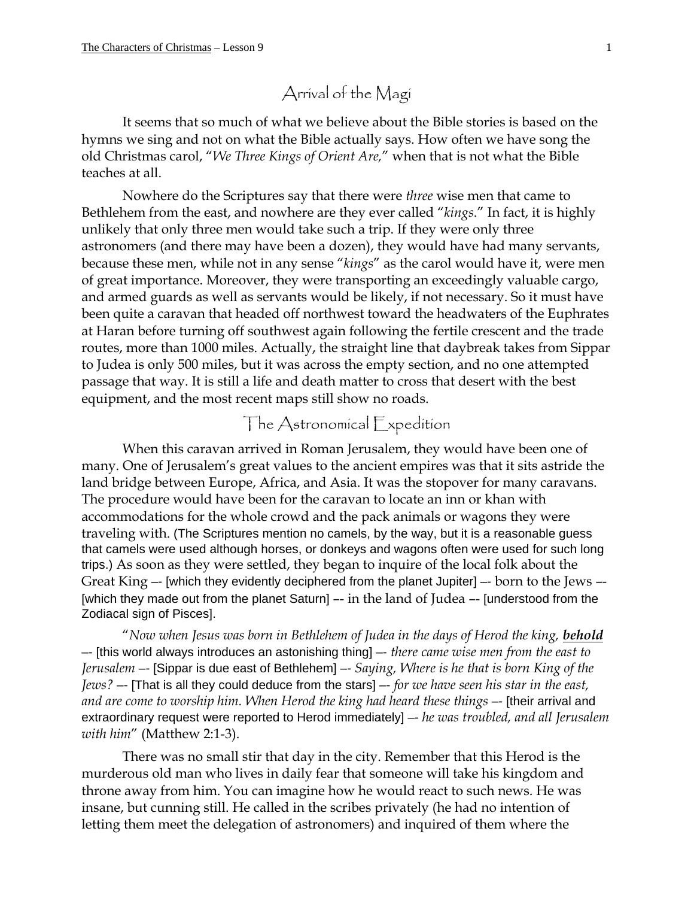# Arrival of the Magi

It seems that so much of what we believe about the Bible stories is based on the hymns we sing and not on what the Bible actually says. How often we have song the old Christmas carol, "*We Three Kings of Orient Are,*" when that is not what the Bible teaches at all.

Nowhere do the Scriptures say that there were *three* wise men that came to Bethlehem from the east, and nowhere are they ever called "*kings*." In fact, it is highly unlikely that only three men would take such a trip. If they were only three astronomers (and there may have been a dozen), they would have had many servants, because these men, while not in any sense "*kings*" as the carol would have it, were men of great importance. Moreover, they were transporting an exceedingly valuable cargo, and armed guards as well as servants would be likely, if not necessary. So it must have been quite a caravan that headed off northwest toward the headwaters of the Euphrates at Haran before turning off southwest again following the fertile crescent and the trade routes, more than 1000 miles. Actually, the straight line that daybreak takes from Sippar to Judea is only 500 miles, but it was across the empty section, and no one attempted passage that way. It is still a life and death matter to cross that desert with the best equipment, and the most recent maps still show no roads.

## The Astronomical Expedition

When this caravan arrived in Roman Jerusalem, they would have been one of many. One of Jerusalem's great values to the ancient empires was that it sits astride the land bridge between Europe, Africa, and Asia. It was the stopover for many caravans. The procedure would have been for the caravan to locate an inn or khan with accommodations for the whole crowd and the pack animals or wagons they were traveling with. (The Scriptures mention no camels, by the way, but it is a reasonable guess that camels were used although horses, or donkeys and wagons often were used for such long trips.) As soon as they were settled, they began to inquire of the local folk about the Great King –- [which they evidently deciphered from the planet Jupiter] –- born to the Jews –- [which they made out from the planet Saturn] –- in the land of Judea –- [understood from the Zodiacal sign of Pisces].

"*Now when Jesus was born in Bethlehem of Judea in the days of Herod the king,* ***behold*** –- [this world always introduces an astonishing thing] –- *there came wise men from the east to Jerusalem* –- [Sippar is due east of Bethlehem] –- *Saying, Where is he that is born King of the Jews?* –- [That is all they could deduce from the stars] –- *for we have seen his star in the east, and are come to worship him. When Herod the king had heard these things* –- [their arrival and extraordinary request were reported to Herod immediately] –- *he was troubled, and all Jerusalem with him*" (Matthew 2:1-3).

There was no small stir that day in the city. Remember that this Herod is the murderous old man who lives in daily fear that someone will take his kingdom and throne away from him. You can imagine how he would react to such news. He was insane, but cunning still. He called in the scribes privately (he had no intention of letting them meet the delegation of astronomers) and inquired of them where the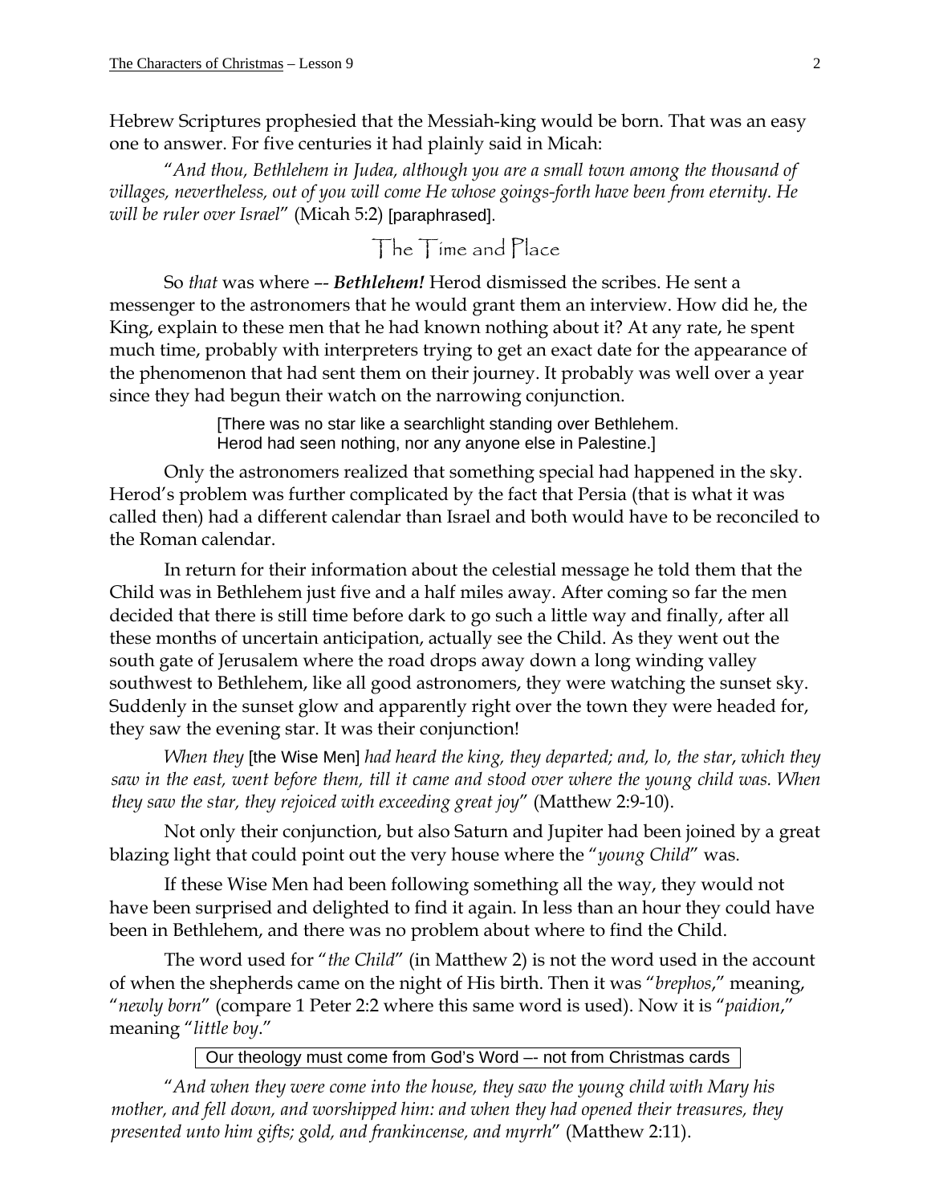Hebrew Scriptures prophesied that the Messiah-king would be born. That was an easy one to answer. For five centuries it had plainly said in Micah:

"*And thou, Bethlehem in Judea, although you are a small town among the thousand of villages, nevertheless, out of you will come He whose goings-forth have been from eternity. He will be ruler over Israel*" (Micah 5:2) [paraphrased].

## The Time and Place

So *that* was where –- ***Bethlehem!*** Herod dismissed the scribes. He sent a messenger to the astronomers that he would grant them an interview. How did he, the King, explain to these men that he had known nothing about it? At any rate, he spent much time, probably with interpreters trying to get an exact date for the appearance of the phenomenon that had sent them on their journey. It probably was well over a year since they had begun their watch on the narrowing conjunction.

[There was no star like a searchlight standing over Bethlehem. Herod had seen nothing, nor any anyone else in Palestine.]

Only the astronomers realized that something special had happened in the sky. Herod's problem was further complicated by the fact that Persia (that is what it was called then) had a different calendar than Israel and both would have to be reconciled to the Roman calendar.

In return for their information about the celestial message he told them that the Child was in Bethlehem just five and a half miles away. After coming so far the men decided that there is still time before dark to go such a little way and finally, after all these months of uncertain anticipation, actually see the Child. As they went out the south gate of Jerusalem where the road drops away down a long winding valley southwest to Bethlehem, like all good astronomers, they were watching the sunset sky. Suddenly in the sunset glow and apparently right over the town they were headed for, they saw the evening star. It was their conjunction!

*When they* [the Wise Men] *had heard the king, they departed; and, lo, the star, which they saw in the east, went before them, till it came and stood over where the young child was. When they saw the star, they rejoiced with exceeding great joy*" (Matthew 2:9-10).

Not only their conjunction, but also Saturn and Jupiter had been joined by a great blazing light that could point out the very house where the "*young Child*" was.

If these Wise Men had been following something all the way, they would not have been surprised and delighted to find it again. In less than an hour they could have been in Bethlehem, and there was no problem about where to find the Child.

The word used for "*the Child*" (in Matthew 2) is not the word used in the account of when the shepherds came on the night of His birth. Then it was "*brephos*," meaning, "*newly born*" (compare 1 Peter 2:2 where this same word is used). Now it is "*paidion*," meaning "*little boy*."

Our theology must come from God's Word –- not from Christmas cards

"*And when they were come into the house, they saw the young child with Mary his mother, and fell down, and worshipped him: and when they had opened their treasures, they presented unto him gifts; gold, and frankincense, and myrrh*" (Matthew 2:11).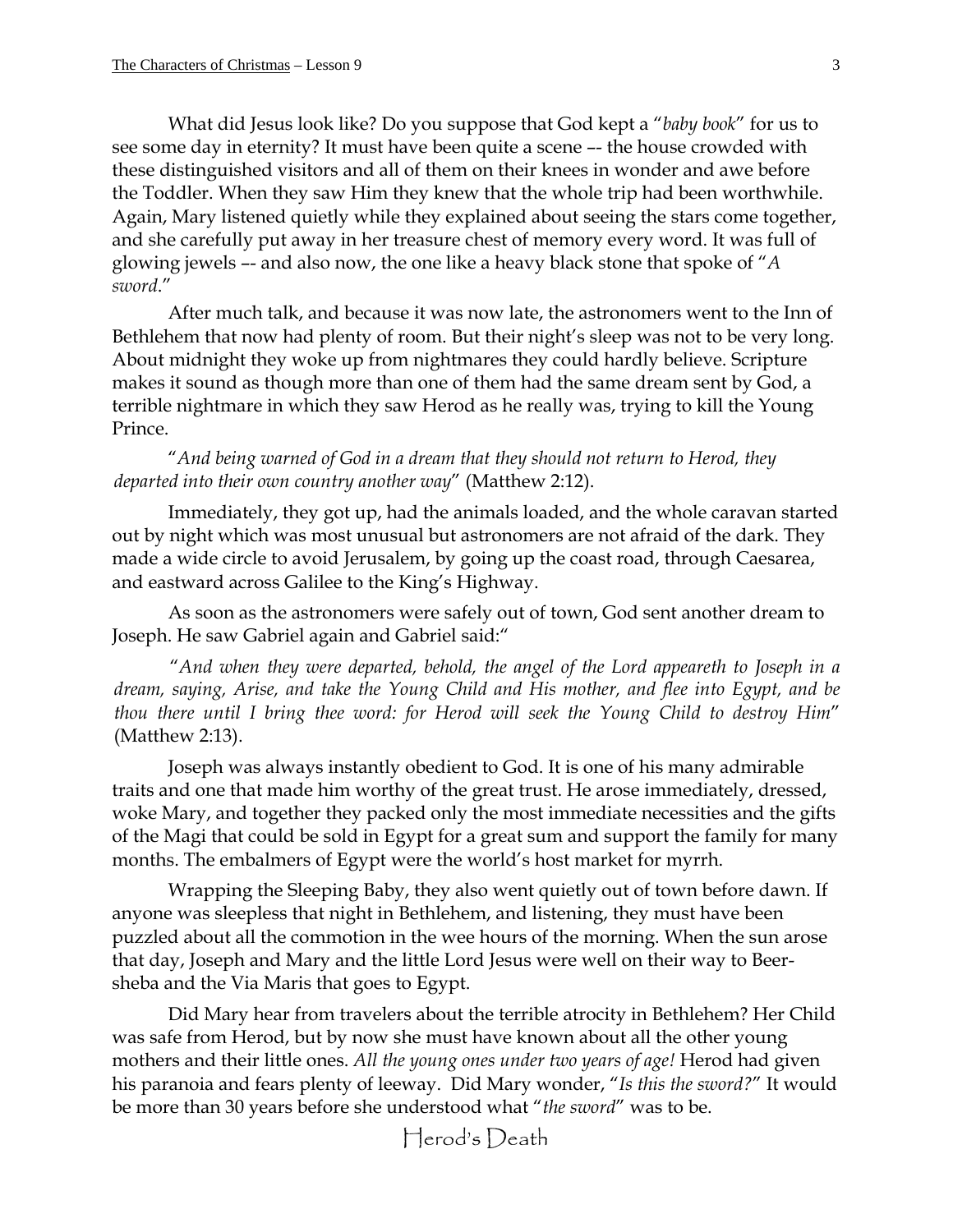What did Jesus look like? Do you suppose that God kept a "*baby book*" for us to see some day in eternity? It must have been quite a scene –- the house crowded with these distinguished visitors and all of them on their knees in wonder and awe before the Toddler. When they saw Him they knew that the whole trip had been worthwhile. Again, Mary listened quietly while they explained about seeing the stars come together, and she carefully put away in her treasure chest of memory every word. It was full of glowing jewels –- and also now, the one like a heavy black stone that spoke of "*A sword*."

After much talk, and because it was now late, the astronomers went to the Inn of Bethlehem that now had plenty of room. But their night's sleep was not to be very long. About midnight they woke up from nightmares they could hardly believe. Scripture makes it sound as though more than one of them had the same dream sent by God, a terrible nightmare in which they saw Herod as he really was, trying to kill the Young Prince.

"*And being warned of God in a dream that they should not return to Herod, they departed into their own country another way*" (Matthew 2:12).

Immediately, they got up, had the animals loaded, and the whole caravan started out by night which was most unusual but astronomers are not afraid of the dark. They made a wide circle to avoid Jerusalem, by going up the coast road, through Caesarea, and eastward across Galilee to the King's Highway.

As soon as the astronomers were safely out of town, God sent another dream to Joseph. He saw Gabriel again and Gabriel said:"

"*And when they were departed, behold, the angel of the Lord appeareth to Joseph in a dream, saying, Arise, and take the Young Child and His mother, and flee into Egypt, and be thou there until I bring thee word: for Herod will seek the Young Child to destroy Him*" (Matthew 2:13).

Joseph was always instantly obedient to God. It is one of his many admirable traits and one that made him worthy of the great trust. He arose immediately, dressed, woke Mary, and together they packed only the most immediate necessities and the gifts of the Magi that could be sold in Egypt for a great sum and support the family for many months. The embalmers of Egypt were the world's host market for myrrh.

Wrapping the Sleeping Baby, they also went quietly out of town before dawn. If anyone was sleepless that night in Bethlehem, and listening, they must have been puzzled about all the commotion in the wee hours of the morning. When the sun arose that day, Joseph and Mary and the little Lord Jesus were well on their way to Beer-sheba and the Via Maris that goes to Egypt.

Did Mary hear from travelers about the terrible atrocity in Bethlehem? Her Child was safe from Herod, but by now she must have known about all the other young mothers and their little ones. *All the young ones under two years of age!* Herod had given his paranoia and fears plenty of leeway. Did Mary wonder, "*Is this the sword?*" It would be more than 30 years before she understood what "*the sword*" was to be.

## Herod's Death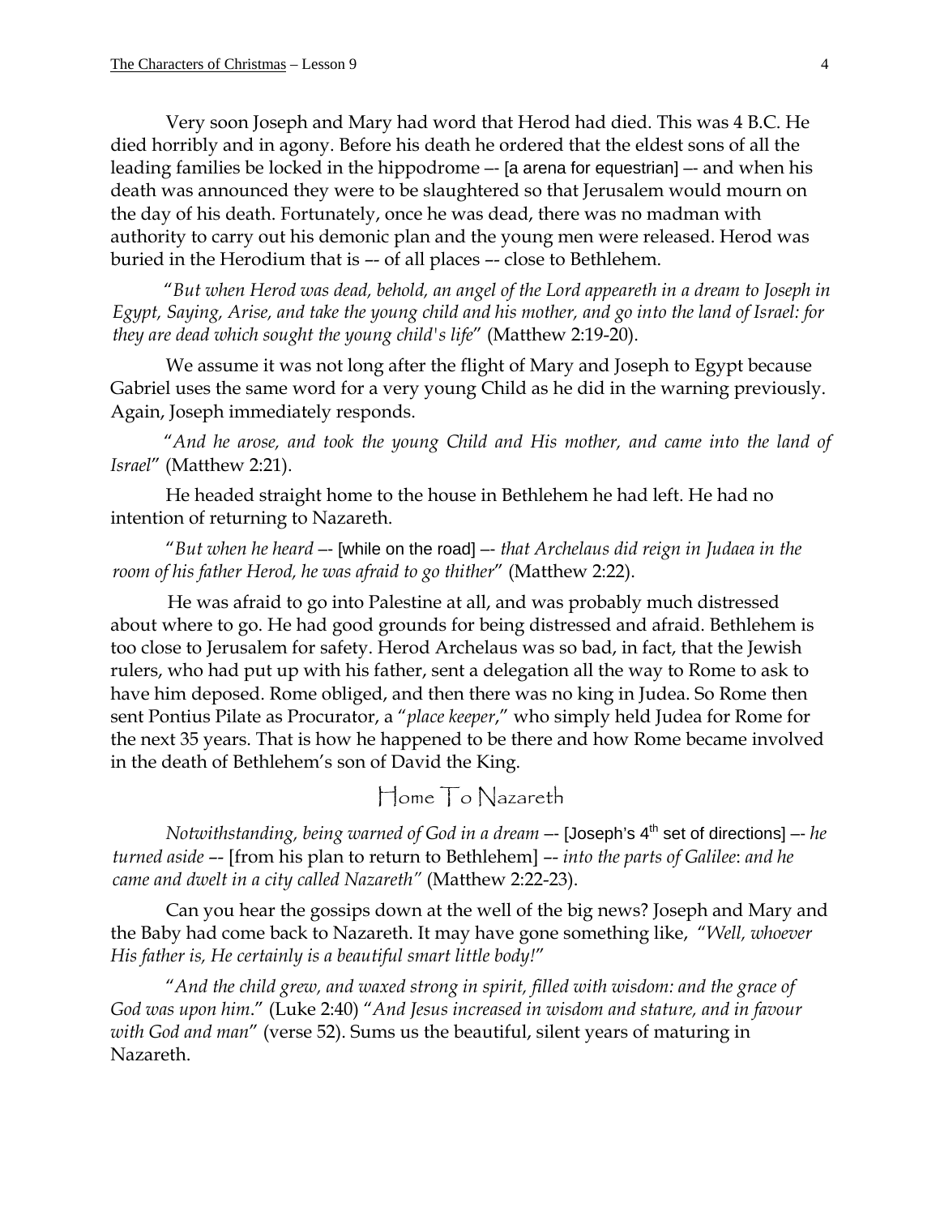Very soon Joseph and Mary had word that Herod had died. This was 4 B.C. He died horribly and in agony. Before his death he ordered that the eldest sons of all the leading families be locked in the hippodrome –- [a arena for equestrian] –- and when his death was announced they were to be slaughtered so that Jerusalem would mourn on the day of his death. Fortunately, once he was dead, there was no madman with authority to carry out his demonic plan and the young men were released. Herod was buried in the Herodium that is –- of all places –- close to Bethlehem.

"*But when Herod was dead, behold, an angel of the Lord appeareth in a dream to Joseph in Egypt, Saying, Arise, and take the young child and his mother, and go into the land of Israel: for they are dead which sought the young child's life*" (Matthew 2:19-20).

We assume it was not long after the flight of Mary and Joseph to Egypt because Gabriel uses the same word for a very young Child as he did in the warning previously. Again, Joseph immediately responds.

"*And he arose, and took the young Child and His mother, and came into the land of Israel*" (Matthew 2:21).

He headed straight home to the house in Bethlehem he had left. He had no intention of returning to Nazareth.

"*But when he heard* –- [while on the road] –- *that Archelaus did reign in Judaea in the room of his father Herod, he was afraid to go thither*" (Matthew 2:22).

He was afraid to go into Palestine at all, and was probably much distressed about where to go. He had good grounds for being distressed and afraid. Bethlehem is too close to Jerusalem for safety. Herod Archelaus was so bad, in fact, that the Jewish rulers, who had put up with his father, sent a delegation all the way to Rome to ask to have him deposed. Rome obliged, and then there was no king in Judea. So Rome then sent Pontius Pilate as Procurator, a "*place keeper*," who simply held Judea for Rome for the next 35 years. That is how he happened to be there and how Rome became involved in the death of Bethlehem's son of David the King.

## Home To Nazareth

*Notwithstanding, being warned of God in a dream* –- [Joseph's 4th set of directions] –- *he turned aside* –- [from his plan to return to Bethlehem] –- *into the parts of Galilee*: *and he came and dwelt in a city called Nazareth"* (Matthew 2:22-23).

Can you hear the gossips down at the well of the big news? Joseph and Mary and the Baby had come back to Nazareth. It may have gone something like, "*Well, whoever His father is, He certainly is a beautiful smart little body!*"

"*And the child grew, and waxed strong in spirit, filled with wisdom: and the grace of God was upon him*." (Luke 2:40) "*And Jesus increased in wisdom and stature, and in favour with God and man*" (verse 52). Sums us the beautiful, silent years of maturing in Nazareth.